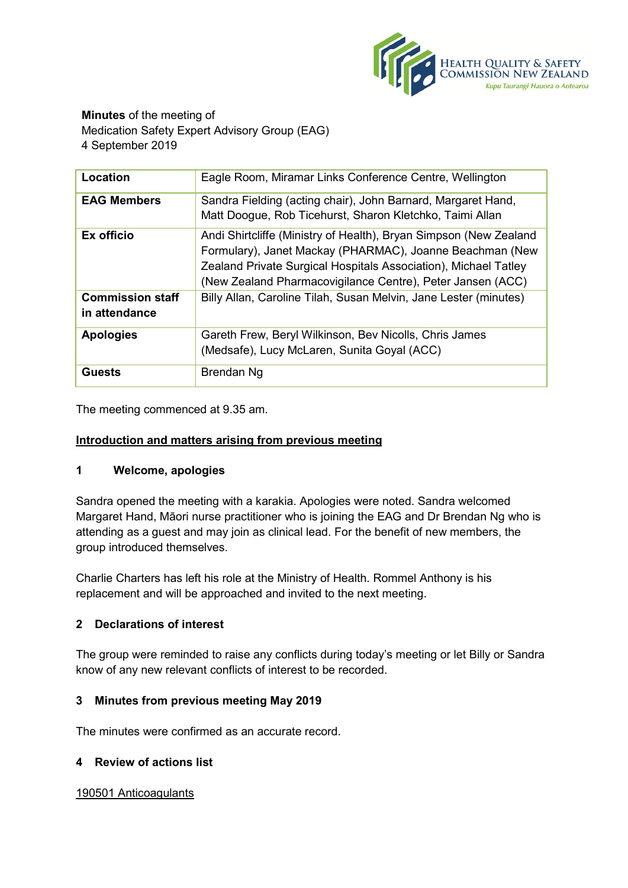**Minutes** of the meeting of
Medication Safety Expert Advisory Group (EAG)
4 September 2019

| Location | Eagle Room, Miramar Links Conference Centre, Wellington |
|---|---|
| **EAG Members** | Sandra Fielding (acting chair), John Barnard, Margaret Hand, Matt Doogue, Rob Ticehurst, Sharon Kletchko, Taimi Allan |
| **Ex officio** | Andi Shirtcliffe (Ministry of Health), Bryan Simpson (New Zealand Formulary), Janet Mackay (PHARMAC), Joanne Beachman (New Zealand Private Surgical Hospitals Association), Michael Tatley (New Zealand Pharmacovigilance Centre), Peter Jansen (ACC) |
| **Commission staff in attendance** | Billy Allan, Caroline Tilah, Susan Melvin, Jane Lester (minutes) |
| **Apologies** | Gareth Frew, Beryl Wilkinson, Bev Nicolls, Chris James (Medsafe), Lucy McLaren, Sunita Goyal (ACC) |
| **Guests** | Brendan Ng |

The meeting commenced at 9.35 am.

## Introduction and matters arising from previous meeting

### 1 Welcome, apologies

Sandra opened the meeting with a karakia. Apologies were noted. Sandra welcomed Margaret Hand, Māori nurse practitioner who is joining the EAG and Dr Brendan Ng who is attending as a guest and may join as clinical lead. For the benefit of new members, the group introduced themselves.

Charlie Charters has left his role at the Ministry of Health. Rommel Anthony is his replacement and will be approached and invited to the next meeting.

### 2 Declarations of interest

The group were reminded to raise any conflicts during today's meeting or let Billy or Sandra know of any new relevant conflicts of interest to be recorded.

### 3 Minutes from previous meeting May 2019

The minutes were confirmed as an accurate record.

### 4 Review of actions list

190501 Anticoagulants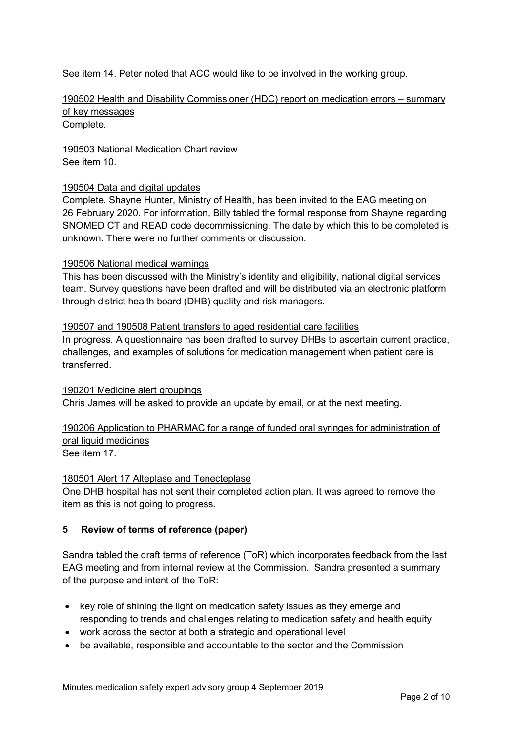See item 14. Peter noted that ACC would like to be involved in the working group.

190502 Health and Disability Commissioner (HDC) report on medication errors – summary of key messages
Complete.

190503 National Medication Chart review
See item 10.

190504 Data and digital updates
Complete. Shayne Hunter, Ministry of Health, has been invited to the EAG meeting on 26 February 2020. For information, Billy tabled the formal response from Shayne regarding SNOMED CT and READ code decommissioning. The date by which this to be completed is unknown. There were no further comments or discussion.

190506 National medical warnings
This has been discussed with the Ministry's identity and eligibility, national digital services team. Survey questions have been drafted and will be distributed via an electronic platform through district health board (DHB) quality and risk managers.

190507 and 190508 Patient transfers to aged residential care facilities
In progress. A questionnaire has been drafted to survey DHBs to ascertain current practice, challenges, and examples of solutions for medication management when patient care is transferred.

190201 Medicine alert groupings
Chris James will be asked to provide an update by email, or at the next meeting.

190206 Application to PHARMAC for a range of funded oral syringes for administration of oral liquid medicines
See item 17.

180501 Alert 17 Alteplase and Tenecteplase
One DHB hospital has not sent their completed action plan. It was agreed to remove the item as this is not going to progress.

## 5 Review of terms of reference (paper)

Sandra tabled the draft terms of reference (ToR) which incorporates feedback from the last EAG meeting and from internal review at the Commission. Sandra presented a summary of the purpose and intent of the ToR:

- key role of shining the light on medication safety issues as they emerge and responding to trends and challenges relating to medication safety and health equity
- work across the sector at both a strategic and operational level
- be available, responsible and accountable to the sector and the Commission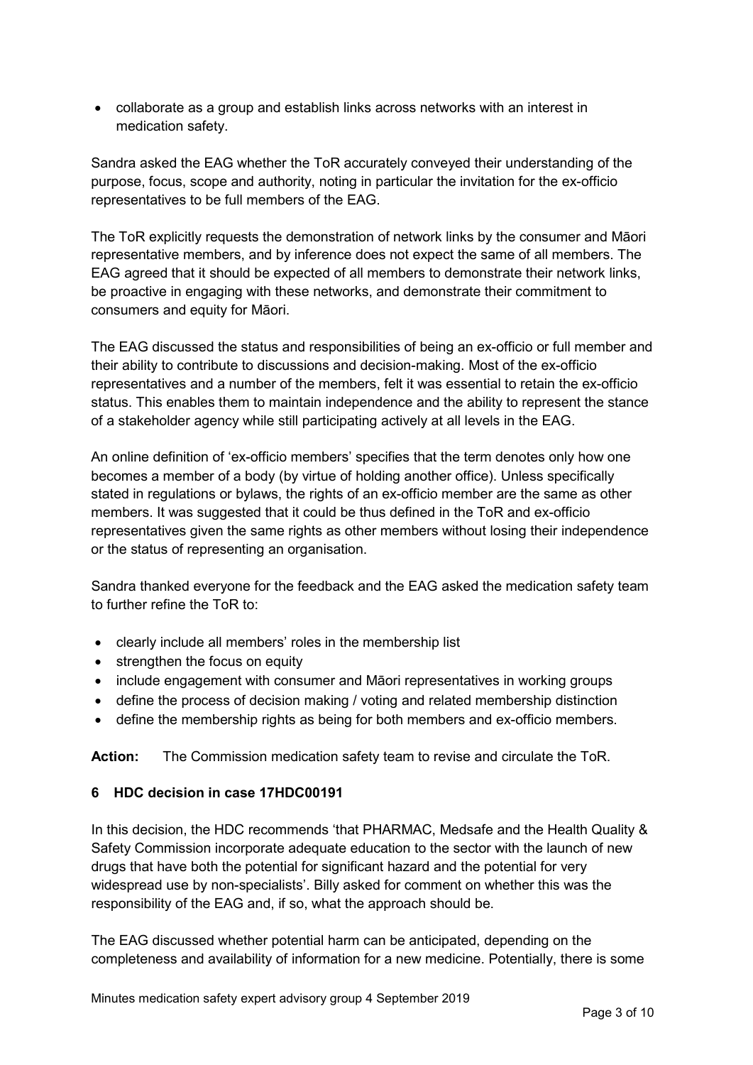- collaborate as a group and establish links across networks with an interest in medication safety.

Sandra asked the EAG whether the ToR accurately conveyed their understanding of the purpose, focus, scope and authority, noting in particular the invitation for the ex-officio representatives to be full members of the EAG.

The ToR explicitly requests the demonstration of network links by the consumer and Māori representative members, and by inference does not expect the same of all members. The EAG agreed that it should be expected of all members to demonstrate their network links, be proactive in engaging with these networks, and demonstrate their commitment to consumers and equity for Māori.

The EAG discussed the status and responsibilities of being an ex-officio or full member and their ability to contribute to discussions and decision-making. Most of the ex-officio representatives and a number of the members, felt it was essential to retain the ex-officio status. This enables them to maintain independence and the ability to represent the stance of a stakeholder agency while still participating actively at all levels in the EAG.

An online definition of 'ex-officio members' specifies that the term denotes only how one becomes a member of a body (by virtue of holding another office). Unless specifically stated in regulations or bylaws, the rights of an ex-officio member are the same as other members. It was suggested that it could be thus defined in the ToR and ex-officio representatives given the same rights as other members without losing their independence or the status of representing an organisation.

Sandra thanked everyone for the feedback and the EAG asked the medication safety team to further refine the ToR to:

- clearly include all members' roles in the membership list
- strengthen the focus on equity
- include engagement with consumer and Māori representatives in working groups
- define the process of decision making / voting and related membership distinction
- define the membership rights as being for both members and ex-officio members.

**Action:** The Commission medication safety team to revise and circulate the ToR.

## 6 HDC decision in case 17HDC00191

In this decision, the HDC recommends 'that PHARMAC, Medsafe and the Health Quality & Safety Commission incorporate adequate education to the sector with the launch of new drugs that have both the potential for significant hazard and the potential for very widespread use by non-specialists'. Billy asked for comment on whether this was the responsibility of the EAG and, if so, what the approach should be.

The EAG discussed whether potential harm can be anticipated, depending on the completeness and availability of information for a new medicine. Potentially, there is some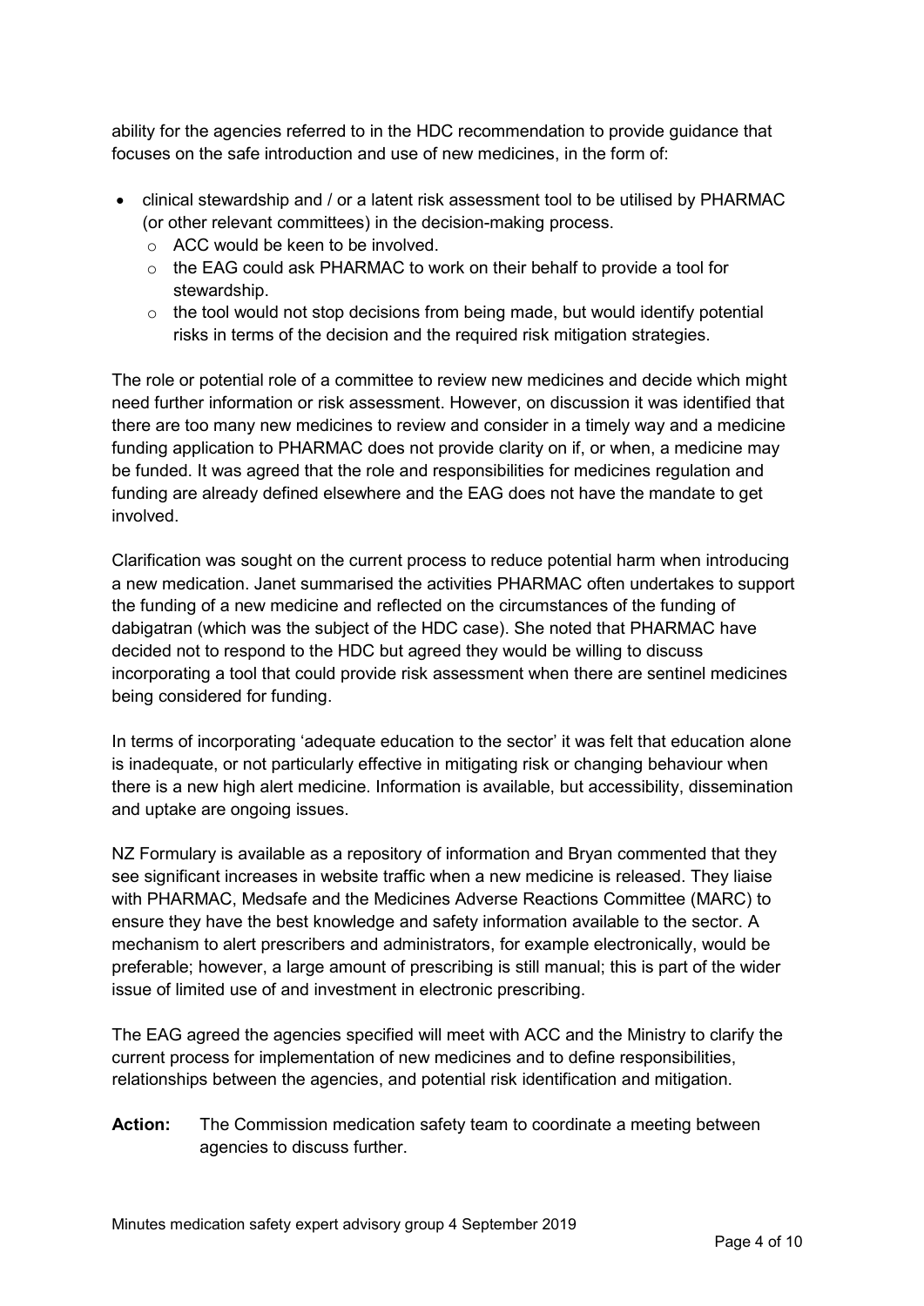ability for the agencies referred to in the HDC recommendation to provide guidance that focuses on the safe introduction and use of new medicines, in the form of:

- clinical stewardship and / or a latent risk assessment tool to be utilised by PHARMAC (or other relevant committees) in the decision-making process.
  - ACC would be keen to be involved.
  - the EAG could ask PHARMAC to work on their behalf to provide a tool for stewardship.
  - the tool would not stop decisions from being made, but would identify potential risks in terms of the decision and the required risk mitigation strategies.

The role or potential role of a committee to review new medicines and decide which might need further information or risk assessment. However, on discussion it was identified that there are too many new medicines to review and consider in a timely way and a medicine funding application to PHARMAC does not provide clarity on if, or when, a medicine may be funded. It was agreed that the role and responsibilities for medicines regulation and funding are already defined elsewhere and the EAG does not have the mandate to get involved.

Clarification was sought on the current process to reduce potential harm when introducing a new medication. Janet summarised the activities PHARMAC often undertakes to support the funding of a new medicine and reflected on the circumstances of the funding of dabigatran (which was the subject of the HDC case). She noted that PHARMAC have decided not to respond to the HDC but agreed they would be willing to discuss incorporating a tool that could provide risk assessment when there are sentinel medicines being considered for funding.

In terms of incorporating 'adequate education to the sector' it was felt that education alone is inadequate, or not particularly effective in mitigating risk or changing behaviour when there is a new high alert medicine. Information is available, but accessibility, dissemination and uptake are ongoing issues.

NZ Formulary is available as a repository of information and Bryan commented that they see significant increases in website traffic when a new medicine is released. They liaise with PHARMAC, Medsafe and the Medicines Adverse Reactions Committee (MARC) to ensure they have the best knowledge and safety information available to the sector. A mechanism to alert prescribers and administrators, for example electronically, would be preferable; however, a large amount of prescribing is still manual; this is part of the wider issue of limited use of and investment in electronic prescribing.

The EAG agreed the agencies specified will meet with ACC and the Ministry to clarify the current process for implementation of new medicines and to define responsibilities, relationships between the agencies, and potential risk identification and mitigation.

**Action:** The Commission medication safety team to coordinate a meeting between agencies to discuss further.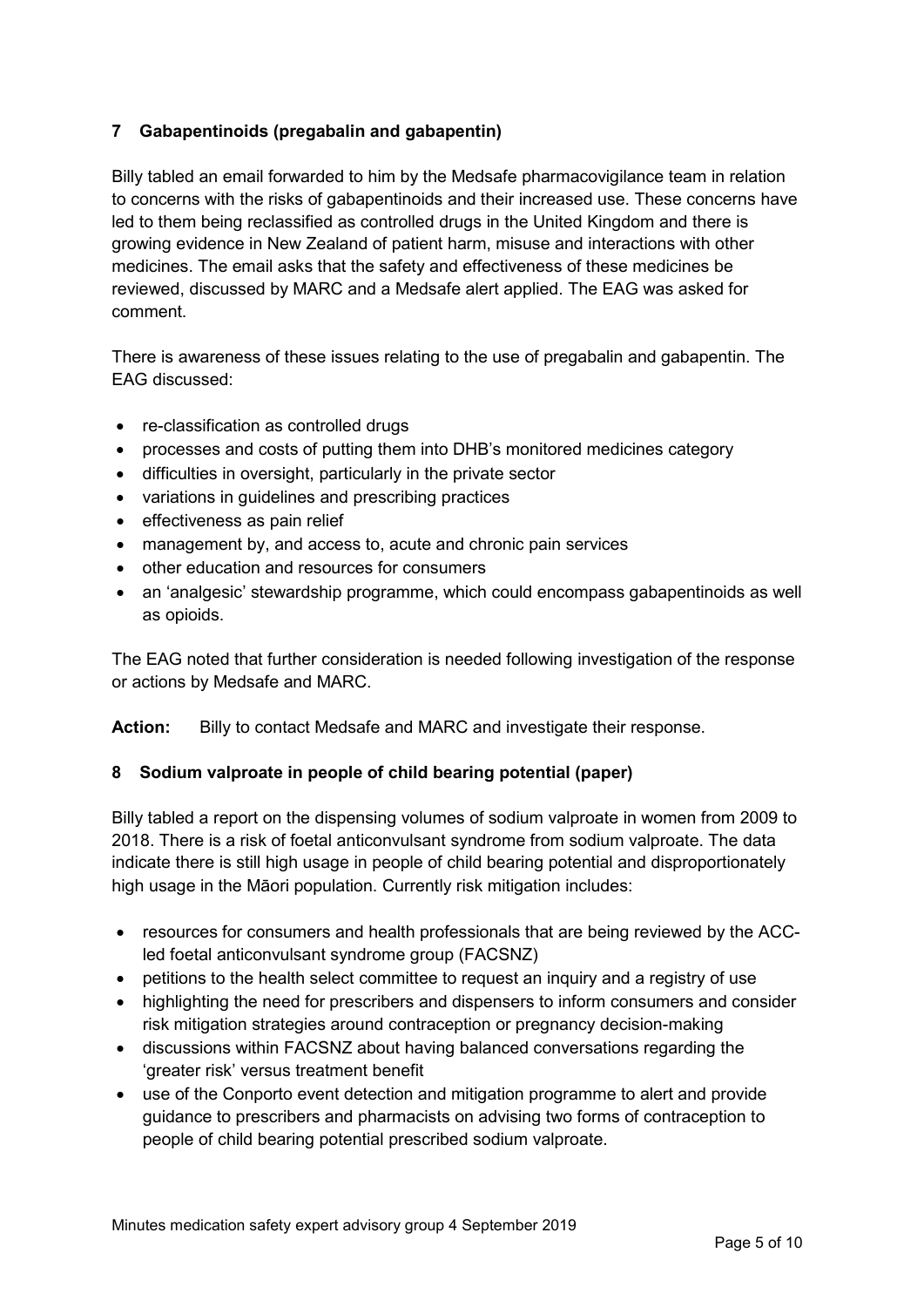## 7 Gabapentinoids (pregabalin and gabapentin)

Billy tabled an email forwarded to him by the Medsafe pharmacovigilance team in relation to concerns with the risks of gabapentinoids and their increased use. These concerns have led to them being reclassified as controlled drugs in the United Kingdom and there is growing evidence in New Zealand of patient harm, misuse and interactions with other medicines. The email asks that the safety and effectiveness of these medicines be reviewed, discussed by MARC and a Medsafe alert applied. The EAG was asked for comment.

There is awareness of these issues relating to the use of pregabalin and gabapentin. The EAG discussed:

- re-classification as controlled drugs
- processes and costs of putting them into DHB's monitored medicines category
- difficulties in oversight, particularly in the private sector
- variations in guidelines and prescribing practices
- effectiveness as pain relief
- management by, and access to, acute and chronic pain services
- other education and resources for consumers
- an 'analgesic' stewardship programme, which could encompass gabapentinoids as well as opioids.

The EAG noted that further consideration is needed following investigation of the response or actions by Medsafe and MARC.

**Action:** Billy to contact Medsafe and MARC and investigate their response.

## 8 Sodium valproate in people of child bearing potential (paper)

Billy tabled a report on the dispensing volumes of sodium valproate in women from 2009 to 2018. There is a risk of foetal anticonvulsant syndrome from sodium valproate. The data indicate there is still high usage in people of child bearing potential and disproportionately high usage in the Māori population. Currently risk mitigation includes:

- resources for consumers and health professionals that are being reviewed by the ACC-led foetal anticonvulsant syndrome group (FACSNZ)
- petitions to the health select committee to request an inquiry and a registry of use
- highlighting the need for prescribers and dispensers to inform consumers and consider risk mitigation strategies around contraception or pregnancy decision-making
- discussions within FACSNZ about having balanced conversations regarding the 'greater risk' versus treatment benefit
- use of the Conporto event detection and mitigation programme to alert and provide guidance to prescribers and pharmacists on advising two forms of contraception to people of child bearing potential prescribed sodium valproate.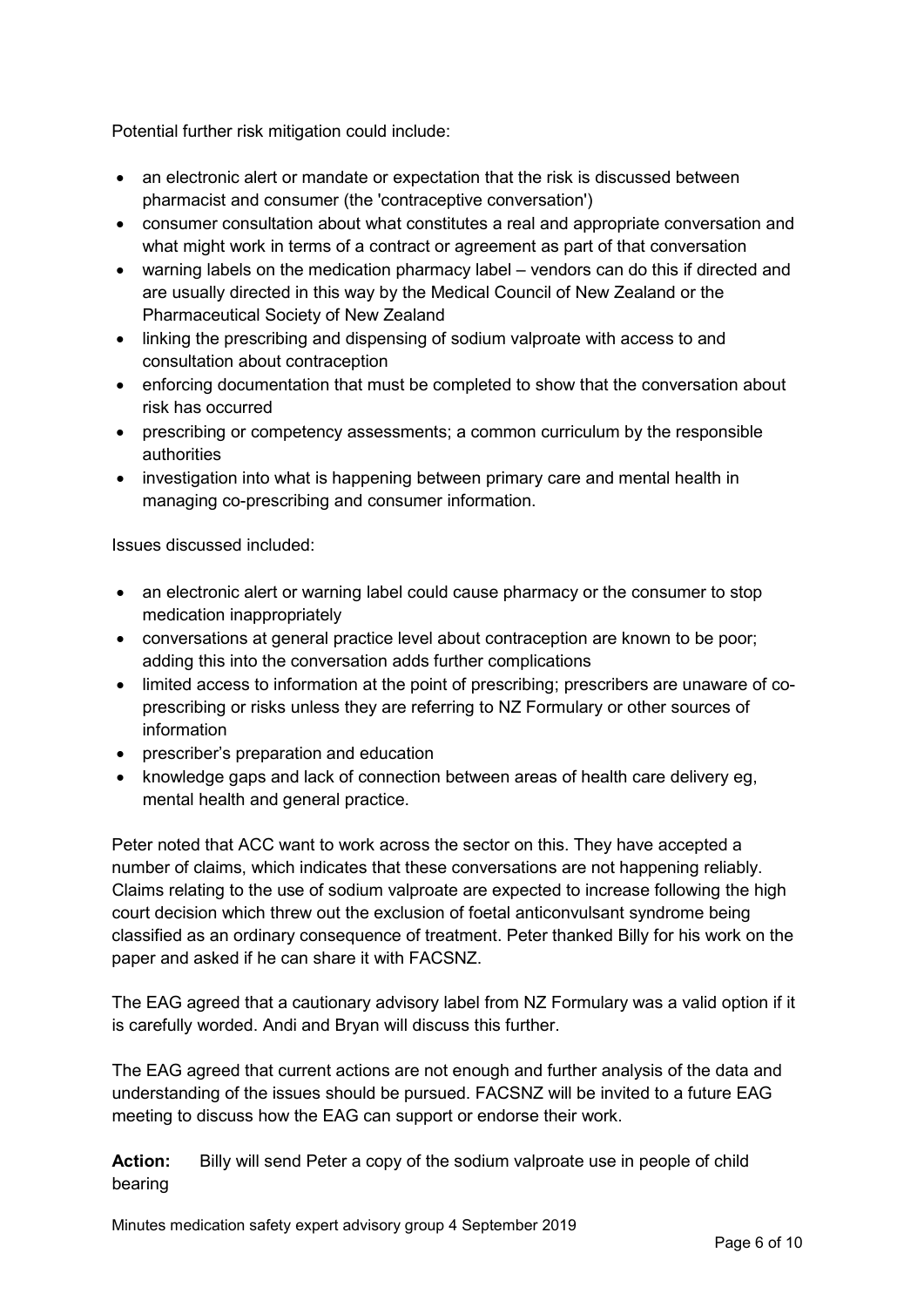Potential further risk mitigation could include:

- an electronic alert or mandate or expectation that the risk is discussed between pharmacist and consumer (the 'contraceptive conversation')
- consumer consultation about what constitutes a real and appropriate conversation and what might work in terms of a contract or agreement as part of that conversation
- warning labels on the medication pharmacy label – vendors can do this if directed and are usually directed in this way by the Medical Council of New Zealand or the Pharmaceutical Society of New Zealand
- linking the prescribing and dispensing of sodium valproate with access to and consultation about contraception
- enforcing documentation that must be completed to show that the conversation about risk has occurred
- prescribing or competency assessments; a common curriculum by the responsible authorities
- investigation into what is happening between primary care and mental health in managing co-prescribing and consumer information.

Issues discussed included:

- an electronic alert or warning label could cause pharmacy or the consumer to stop medication inappropriately
- conversations at general practice level about contraception are known to be poor; adding this into the conversation adds further complications
- limited access to information at the point of prescribing; prescribers are unaware of co-prescribing or risks unless they are referring to NZ Formulary or other sources of information
- prescriber's preparation and education
- knowledge gaps and lack of connection between areas of health care delivery eg, mental health and general practice.

Peter noted that ACC want to work across the sector on this. They have accepted a number of claims, which indicates that these conversations are not happening reliably. Claims relating to the use of sodium valproate are expected to increase following the high court decision which threw out the exclusion of foetal anticonvulsant syndrome being classified as an ordinary consequence of treatment. Peter thanked Billy for his work on the paper and asked if he can share it with FACSNZ.

The EAG agreed that a cautionary advisory label from NZ Formulary was a valid option if it is carefully worded. Andi and Bryan will discuss this further.

The EAG agreed that current actions are not enough and further analysis of the data and understanding of the issues should be pursued. FACSNZ will be invited to a future EAG meeting to discuss how the EAG can support or endorse their work.

**Action:** Billy will send Peter a copy of the sodium valproate use in people of child bearing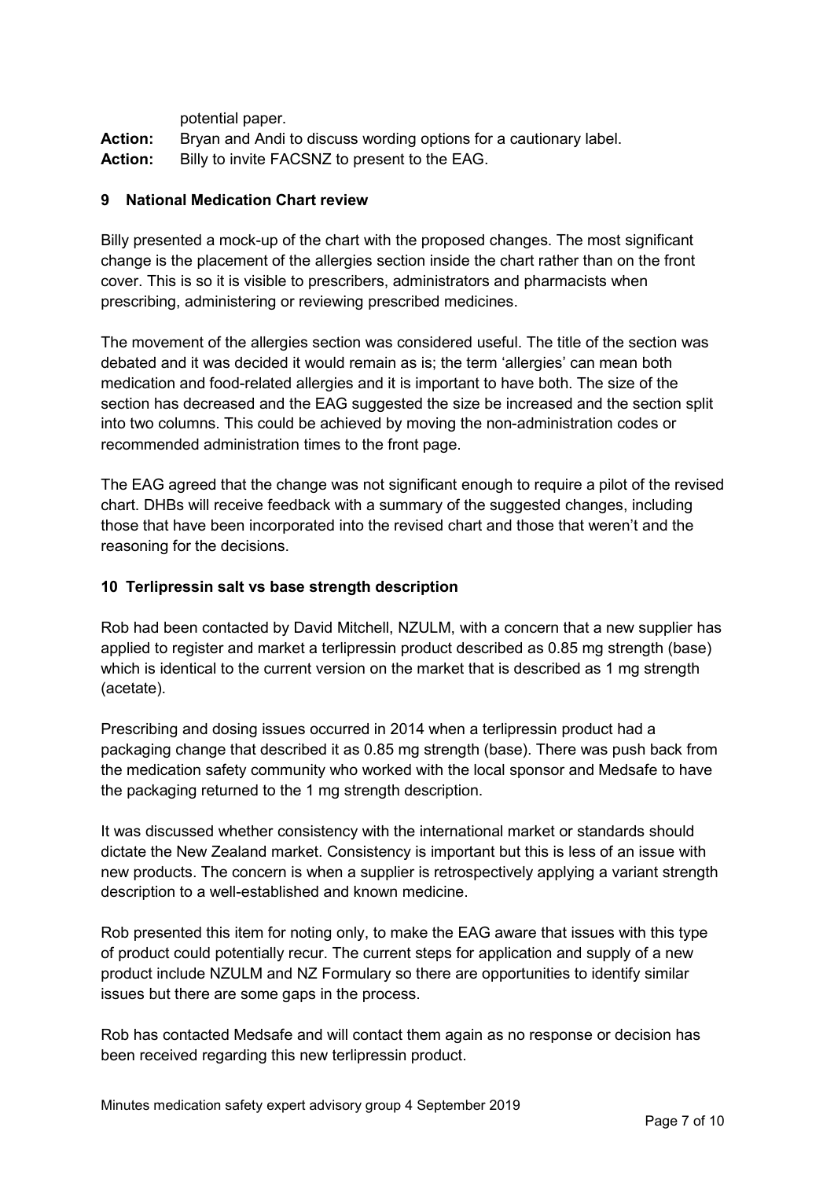potential paper.

**Action:** Bryan and Andi to discuss wording options for a cautionary label.

**Action:** Billy to invite FACSNZ to present to the EAG.

## 9 National Medication Chart review

Billy presented a mock-up of the chart with the proposed changes. The most significant change is the placement of the allergies section inside the chart rather than on the front cover. This is so it is visible to prescribers, administrators and pharmacists when prescribing, administering or reviewing prescribed medicines.

The movement of the allergies section was considered useful. The title of the section was debated and it was decided it would remain as is; the term 'allergies' can mean both medication and food-related allergies and it is important to have both. The size of the section has decreased and the EAG suggested the size be increased and the section split into two columns. This could be achieved by moving the non-administration codes or recommended administration times to the front page.

The EAG agreed that the change was not significant enough to require a pilot of the revised chart. DHBs will receive feedback with a summary of the suggested changes, including those that have been incorporated into the revised chart and those that weren't and the reasoning for the decisions.

## 10 Terlipressin salt vs base strength description

Rob had been contacted by David Mitchell, NZULM, with a concern that a new supplier has applied to register and market a terlipressin product described as 0.85 mg strength (base) which is identical to the current version on the market that is described as 1 mg strength (acetate).

Prescribing and dosing issues occurred in 2014 when a terlipressin product had a packaging change that described it as 0.85 mg strength (base). There was push back from the medication safety community who worked with the local sponsor and Medsafe to have the packaging returned to the 1 mg strength description.

It was discussed whether consistency with the international market or standards should dictate the New Zealand market. Consistency is important but this is less of an issue with new products. The concern is when a supplier is retrospectively applying a variant strength description to a well-established and known medicine.

Rob presented this item for noting only, to make the EAG aware that issues with this type of product could potentially recur. The current steps for application and supply of a new product include NZULM and NZ Formulary so there are opportunities to identify similar issues but there are some gaps in the process.

Rob has contacted Medsafe and will contact them again as no response or decision has been received regarding this new terlipressin product.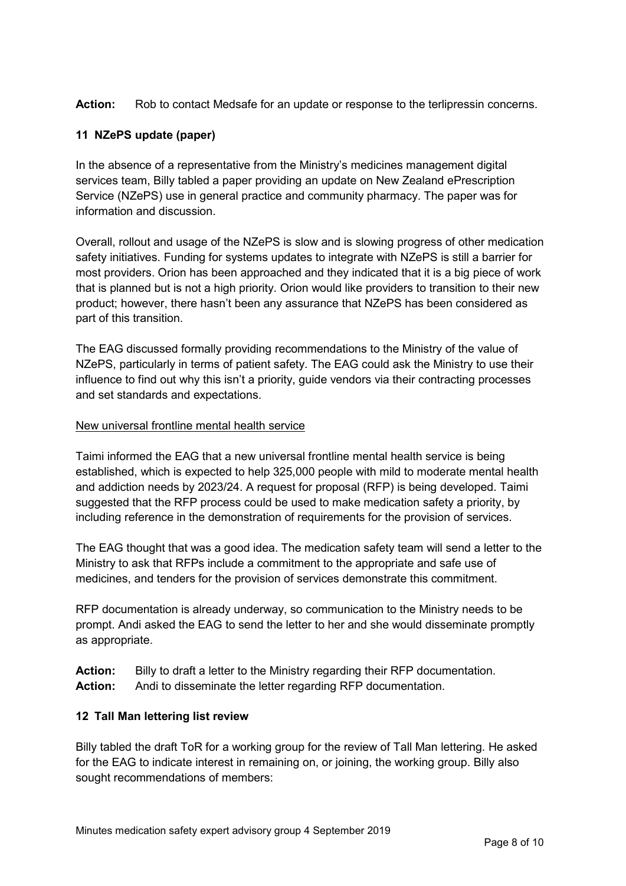**Action:** Rob to contact Medsafe for an update or response to the terlipressin concerns.

## 11 NZePS update (paper)

In the absence of a representative from the Ministry's medicines management digital services team, Billy tabled a paper providing an update on New Zealand ePrescription Service (NZePS) use in general practice and community pharmacy. The paper was for information and discussion.

Overall, rollout and usage of the NZePS is slow and is slowing progress of other medication safety initiatives. Funding for systems updates to integrate with NZePS is still a barrier for most providers. Orion has been approached and they indicated that it is a big piece of work that is planned but is not a high priority. Orion would like providers to transition to their new product; however, there hasn't been any assurance that NZePS has been considered as part of this transition.

The EAG discussed formally providing recommendations to the Ministry of the value of NZePS, particularly in terms of patient safety. The EAG could ask the Ministry to use their influence to find out why this isn't a priority, guide vendors via their contracting processes and set standards and expectations.

<u>New universal frontline mental health service</u>

Taimi informed the EAG that a new universal frontline mental health service is being established, which is expected to help 325,000 people with mild to moderate mental health and addiction needs by 2023/24. A request for proposal (RFP) is being developed. Taimi suggested that the RFP process could be used to make medication safety a priority, by including reference in the demonstration of requirements for the provision of services.

The EAG thought that was a good idea. The medication safety team will send a letter to the Ministry to ask that RFPs include a commitment to the appropriate and safe use of medicines, and tenders for the provision of services demonstrate this commitment.

RFP documentation is already underway, so communication to the Ministry needs to be prompt. Andi asked the EAG to send the letter to her and she would disseminate promptly as appropriate.

**Action:** Billy to draft a letter to the Ministry regarding their RFP documentation.
**Action:** Andi to disseminate the letter regarding RFP documentation.

## 12 Tall Man lettering list review

Billy tabled the draft ToR for a working group for the review of Tall Man lettering. He asked for the EAG to indicate interest in remaining on, or joining, the working group. Billy also sought recommendations of members: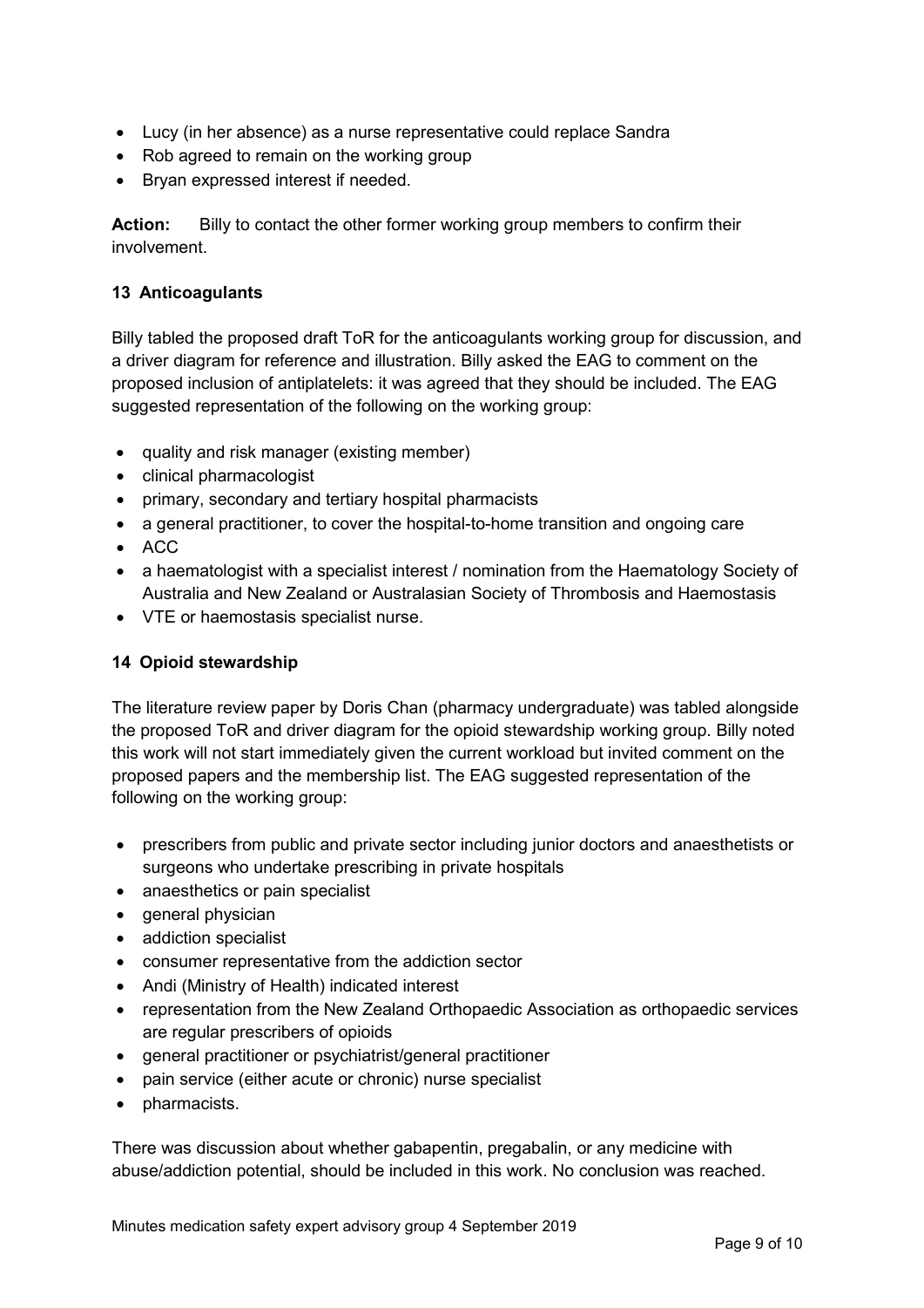- Lucy (in her absence) as a nurse representative could replace Sandra
- Rob agreed to remain on the working group
- Bryan expressed interest if needed.

**Action:** Billy to contact the other former working group members to confirm their involvement.

### 13 Anticoagulants

Billy tabled the proposed draft ToR for the anticoagulants working group for discussion, and a driver diagram for reference and illustration. Billy asked the EAG to comment on the proposed inclusion of antiplatelets: it was agreed that they should be included. The EAG suggested representation of the following on the working group:

- quality and risk manager (existing member)
- clinical pharmacologist
- primary, secondary and tertiary hospital pharmacists
- a general practitioner, to cover the hospital-to-home transition and ongoing care
- ACC
- a haematologist with a specialist interest / nomination from the Haematology Society of Australia and New Zealand or Australasian Society of Thrombosis and Haemostasis
- VTE or haemostasis specialist nurse.

### 14 Opioid stewardship

The literature review paper by Doris Chan (pharmacy undergraduate) was tabled alongside the proposed ToR and driver diagram for the opioid stewardship working group. Billy noted this work will not start immediately given the current workload but invited comment on the proposed papers and the membership list. The EAG suggested representation of the following on the working group:

- prescribers from public and private sector including junior doctors and anaesthetists or surgeons who undertake prescribing in private hospitals
- anaesthetics or pain specialist
- general physician
- addiction specialist
- consumer representative from the addiction sector
- Andi (Ministry of Health) indicated interest
- representation from the New Zealand Orthopaedic Association as orthopaedic services are regular prescribers of opioids
- general practitioner or psychiatrist/general practitioner
- pain service (either acute or chronic) nurse specialist
- pharmacists.

There was discussion about whether gabapentin, pregabalin, or any medicine with abuse/addiction potential, should be included in this work. No conclusion was reached.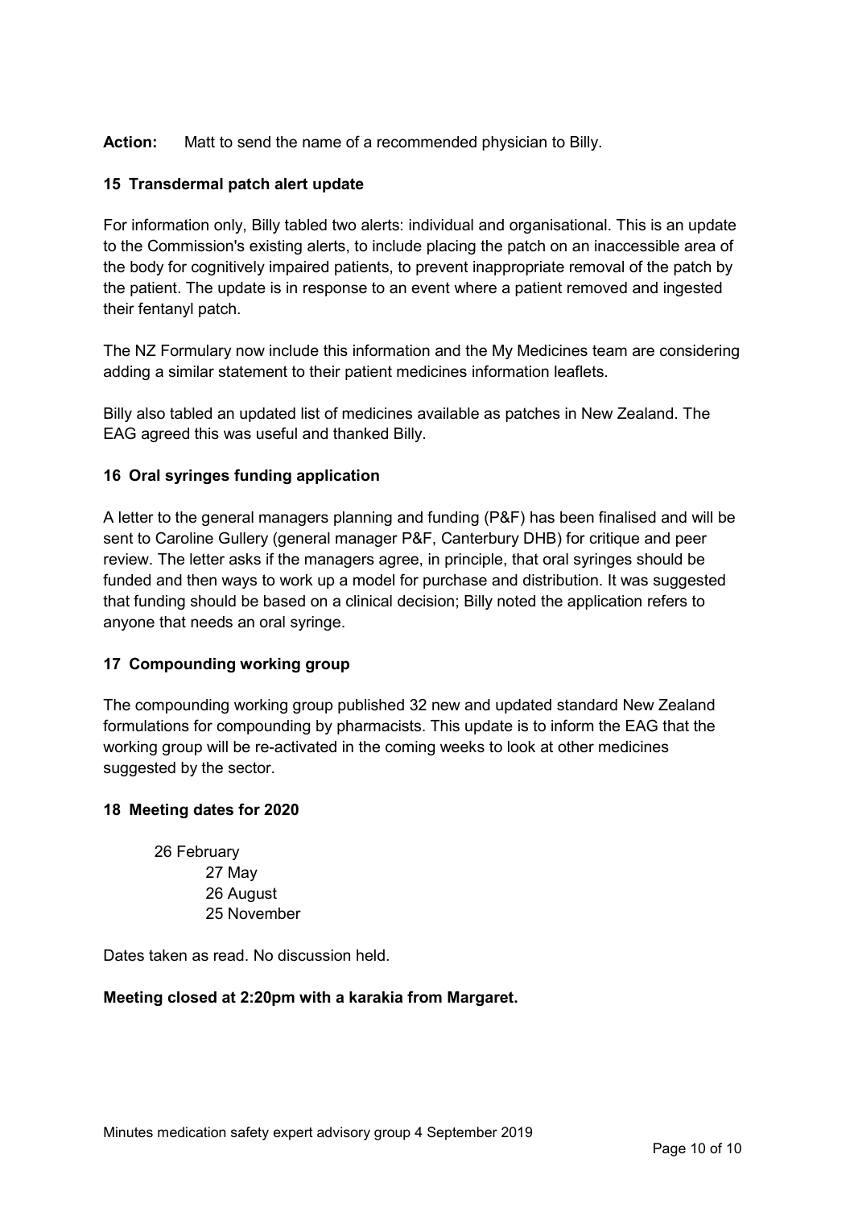**Action:** Matt to send the name of a recommended physician to Billy.

### 15 Transdermal patch alert update

For information only, Billy tabled two alerts: individual and organisational. This is an update to the Commission's existing alerts, to include placing the patch on an inaccessible area of the body for cognitively impaired patients, to prevent inappropriate removal of the patch by the patient. The update is in response to an event where a patient removed and ingested their fentanyl patch.

The NZ Formulary now include this information and the My Medicines team are considering adding a similar statement to their patient medicines information leaflets.

Billy also tabled an updated list of medicines available as patches in New Zealand. The EAG agreed this was useful and thanked Billy.

### 16 Oral syringes funding application

A letter to the general managers planning and funding (P&F) has been finalised and will be sent to Caroline Gullery (general manager P&F, Canterbury DHB) for critique and peer review. The letter asks if the managers agree, in principle, that oral syringes should be funded and then ways to work up a model for purchase and distribution. It was suggested that funding should be based on a clinical decision; Billy noted the application refers to anyone that needs an oral syringe.

### 17 Compounding working group

The compounding working group published 32 new and updated standard New Zealand formulations for compounding by pharmacists. This update is to inform the EAG that the working group will be re-activated in the coming weeks to look at other medicines suggested by the sector.

### 18 Meeting dates for 2020

26 February
27 May
26 August
25 November

Dates taken as read. No discussion held.

**Meeting closed at 2:20pm with a karakia from Margaret.**